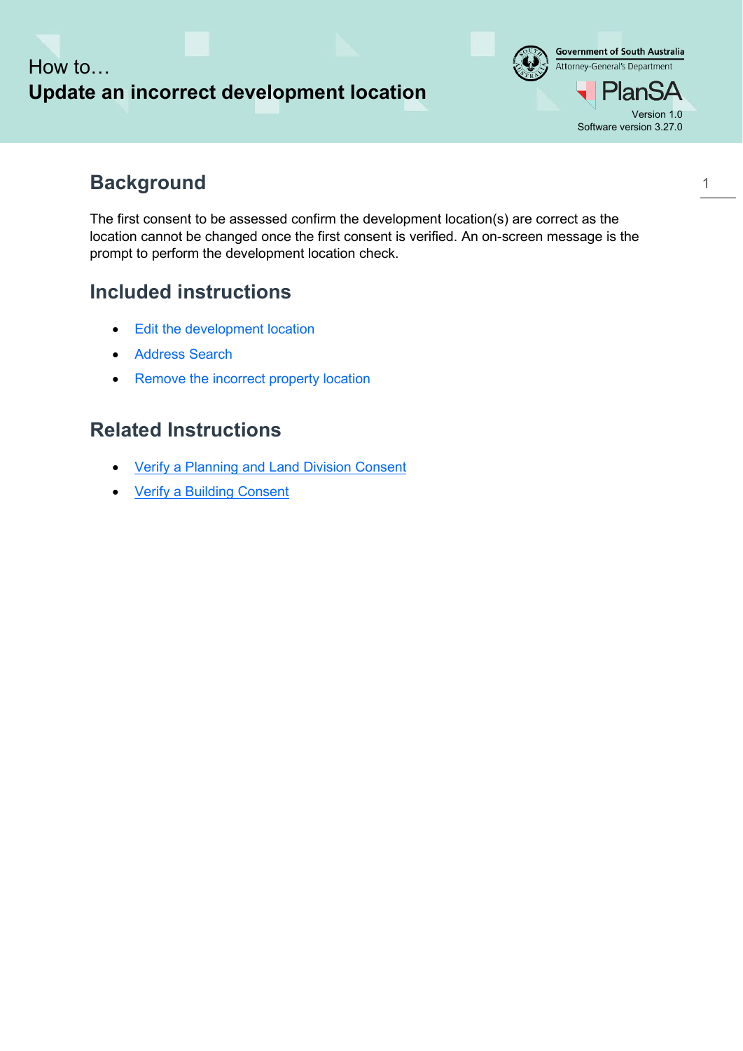How to…

# Update an incorrect development location

Version 1.0
Software version 3.27.0

## Background

The first consent to be assessed confirm the development location(s) are correct as the location cannot be changed once the first consent is verified. An on-screen message is the prompt to perform the development location check.

## Included instructions

- Edit the development location
- Address Search
- Remove the incorrect property location

## Related Instructions

- Verify a Planning and Land Division Consent
- Verify a Building Consent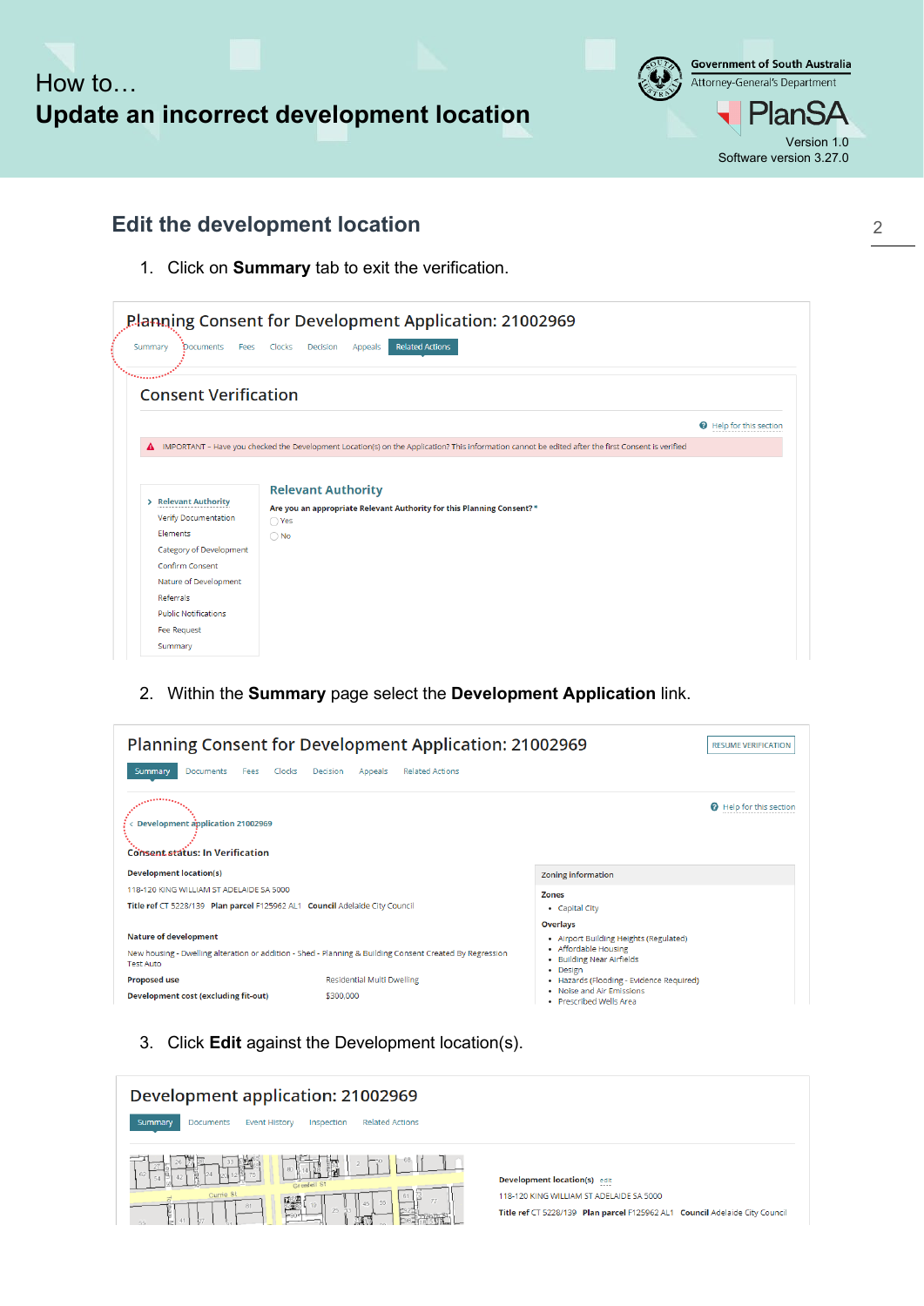# How to…
# Update an incorrect development location

## Edit the development location

1. Click on **Summary** tab to exit the verification.

2. Within the **Summary** page select the **Development Application** link.

3. Click **Edit** against the Development location(s).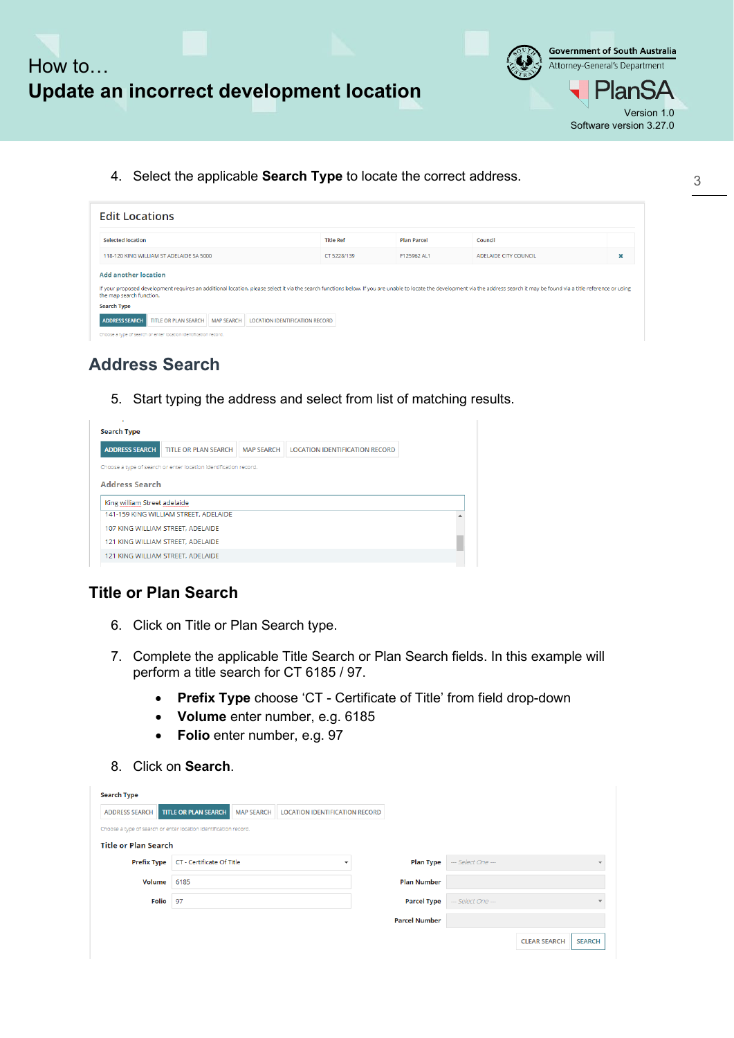4. Select the applicable **Search Type** to locate the correct address.

Edit Locations

| Selected location | Title Ref | Plan Parcel | Council | |
|---|---|---|---|---|
| 118-120 KING WILLIAM ST ADELAIDE SA 5000 | CT 5228/139 | F125962 AL1 | ADELAIDE CITY COUNCIL | ✖ |

Add another location

If your proposed development requires an additional location, please select it via the search functions below. If you are unable to locate the development via the address search it may be found via a title reference or using the map search function.

Search Type

ADDRESS SEARCH | TITLE OR PLAN SEARCH | MAP SEARCH | LOCATION IDENTIFICATION RECORD

Choose a type of search or enter location identification record.

## Address Search

5. Start typing the address and select from list of matching results.

Search Type

ADDRESS SEARCH | TITLE OR PLAN SEARCH | MAP SEARCH | LOCATION IDENTIFICATION RECORD

Choose a type of search or enter location identification record.

Address Search

King william Street adelaide

- 141-159 KING WILLIAM STREET, ADELAIDE
- 107 KING WILLIAM STREET, ADELAIDE
- 121 KING WILLIAM STREET, ADELAIDE
- 121 KING WILLIAM STREET, ADELAIDE

## Title or Plan Search

6. Click on Title or Plan Search type.

7. Complete the applicable Title Search or Plan Search fields. In this example will perform a title search for CT 6185 / 97.

   - **Prefix Type** choose 'CT - Certificate of Title' from field drop-down
   - **Volume** enter number, e.g. 6185
   - **Folio** enter number, e.g. 97

8. Click on **Search**.

Search Type

ADDRESS SEARCH | TITLE OR PLAN SEARCH | MAP SEARCH | LOCATION IDENTIFICATION RECORD

Choose a type of search or enter location identification record.

Title or Plan Search

| | | | |
|---|---|---|---|
| Prefix Type | CT - Certificate Of Title | Plan Type | — Select One — |
| Volume | 6185 | Plan Number | |
| Folio | 97 | Parcel Type | — Select One — |
| | | Parcel Number | |

CLEAR SEARCH | SEARCH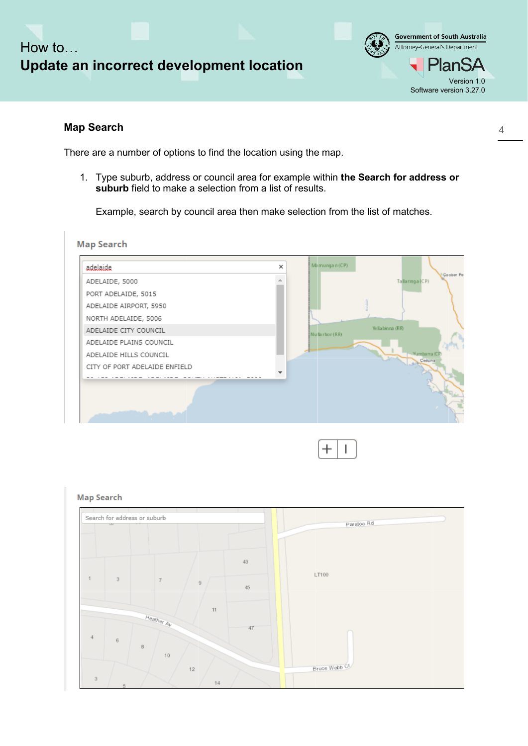## Map Search

There are a number of options to find the location using the map.

1. Type suburb, address or council area for example within **the Search for address or suburb** field to make a selection from a list of results.

   Example, search by council area then make selection from the list of matches.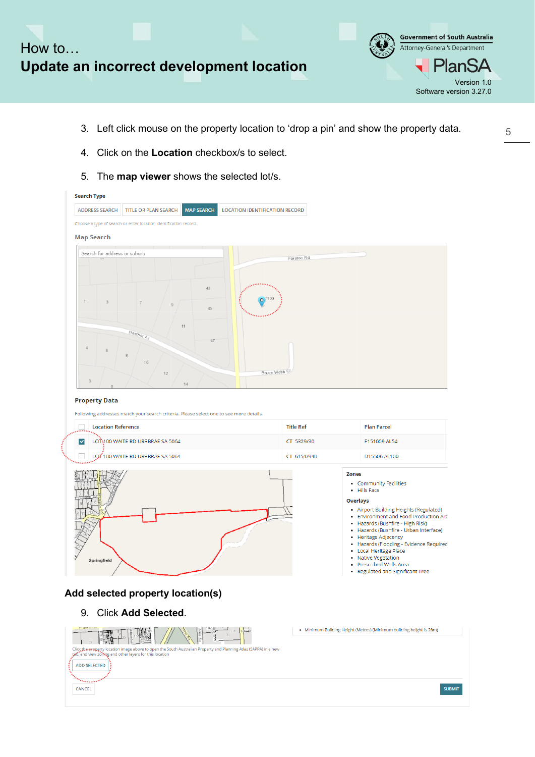3. Left click mouse on the property location to 'drop a pin' and show the property data.
4. Click on the **Location** checkbox/s to select.
5. The **map viewer** shows the selected lot/s.

**Search Type**

ADDRESS SEARCH | TITLE OR PLAN SEARCH | MAP SEARCH | LOCATION IDENTIFICATION RECORD

Choose a type of search or enter location identification record.

**Map Search**

**Property Data**

Following addresses match your search criteria. Please select one to see more details.

| | Location Reference | Title Ref | Plan Parcel |
|---|---|---|---|
| ☑ | LOT 100 WAITE RD URRBRAE SA 5064 | CT 5329/30 | F151009 AL54 |
| ☐ | LOT 100 WAITE RD URRBRAE SA 5064 | CT 6151/940 | D15506 AL100 |

**Zones**

- Community Facilities
- Hills Face

**Overlays**

- Airport Building Heights (Regulated)
- Environment and Food Production Are
- Hazards (Bushfire - High Risk)
- Hazards (Bushfire - Urban Interface)
- Heritage Adjacency
- Hazards (Flooding - Evidence Required
- Local Heritage Place
- Native Vegetation
- Prescribed Wells Area
- Regulated and Significant Tree

## Add selected property location(s)

9. Click **Add Selected**.

- Minimum Building Height (Metres) (Minimum building height is 28m)

Click the property location image above to open the South Australian Property and Planning Atlas (SAPPA) in a new tab, and view zoning and other layers for this location

ADD SELECTED

CANCEL | SUBMIT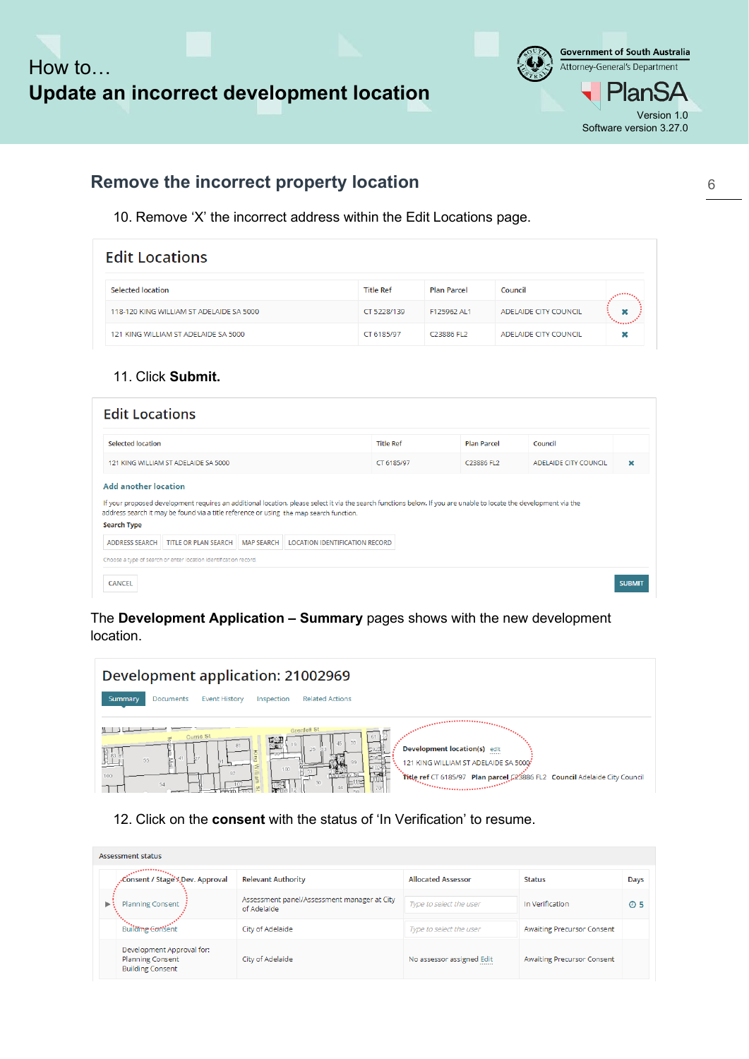## Remove the incorrect property location

10. Remove 'X' the incorrect address within the Edit Locations page.

**Edit Locations**

| Selected location | Title Ref | Plan Parcel | Council | |
|---|---|---|---|---|
| 118-120 KING WILLIAM ST ADELAIDE SA 5000 | CT 5228/139 | F125962 AL1 | ADELAIDE CITY COUNCIL | ✖ |
| 121 KING WILLIAM ST ADELAIDE SA 5000 | CT 6185/97 | C23886 FL2 | ADELAIDE CITY COUNCIL | ✖ |

11. Click **Submit.**

**Edit Locations**

| Selected location | Title Ref | Plan Parcel | Council | |
|---|---|---|---|---|
| 121 KING WILLIAM ST ADELAIDE SA 5000 | CT 6185/97 | C23886 FL2 | ADELAIDE CITY COUNCIL | ✖ |

**Add another location**

If your proposed development requires an additional location, please select it via the search functions below. If you are unable to locate the development via the address search it may be found via a title reference or using the map search function.

**Search Type**

ADDRESS SEARCH | TITLE OR PLAN SEARCH | MAP SEARCH | LOCATION IDENTIFICATION RECORD

Choose a type of search or enter location identification record

CANCEL | SUBMIT

The **Development Application – Summary** pages shows with the new development location.

**Development application: 21002969**

Summary | Documents | Event History | Inspection | Related Actions

**Development location(s)** edit

121 KING WILLIAM ST ADELAIDE SA 5000

**Title ref** CT 6185/97 **Plan parcel** C23886 FL2 **Council** Adelaide City Council

12. Click on the **consent** with the status of 'In Verification' to resume.

**Assessment status**

| Consent / Stage / Dev. Approval | Relevant Authority | Allocated Assessor | Status | Days |
|---|---|---|---|---|
| Planning Consent | Assessment panel/Assessment manager at City of Adelaide | Type to select the user | In Verification | 5 |
| Building Consent | City of Adelaide | Type to select the user | Awaiting Precursor Consent | |
| Development Approval for: Planning Consent Building Consent | City of Adelaide | No assessor assigned Edit | Awaiting Precursor Consent | |